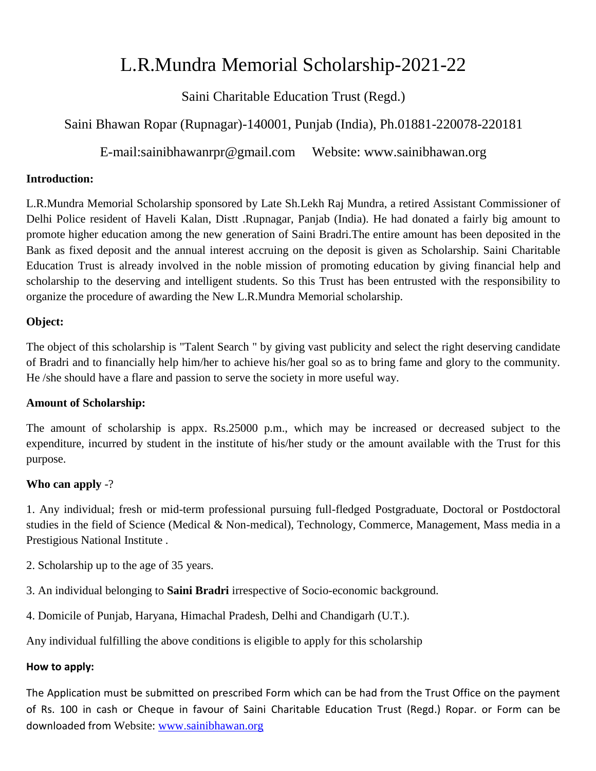# L.R.Mundra Memorial Scholarship-2021-22

Saini Charitable Education Trust (Regd.)

Saini Bhawan Ropar (Rupnagar)-140001, Punjab (India), Ph.01881-220078-220181

E-mail:sainibhawanrpr@gmail.com     Website: www.sainibhawan.org

**Introduction:**

L.R.Mundra Memorial Scholarship sponsored by Late Sh.Lekh Raj Mundra, a retired Assistant Commissioner of Delhi Police resident of Haveli Kalan, Distt .Rupnagar, Panjab (India). He had donated a fairly big amount to promote higher education among the new generation of Saini Bradri.The entire amount has been deposited in the Bank as fixed deposit and the annual interest accruing on the deposit is given as Scholarship. Saini Charitable Education Trust is already involved in the noble mission of promoting education by giving financial help and scholarship to the deserving and intelligent students. So this Trust has been entrusted with the responsibility to organize the procedure of awarding the New L.R.Mundra Memorial scholarship.

**Object:**

The object of this scholarship is "Talent Search " by giving vast publicity and select the right deserving candidate of Bradri and to financially help him/her to achieve his/her goal so as to bring fame and glory to the community. He /she should have a flare and passion to serve the society in more useful way.

**Amount of Scholarship:**

The amount of scholarship is appx. Rs.25000 p.m., which may be increased or decreased subject to the expenditure, incurred by student in the institute of his/her study or the amount available with the Trust for this purpose.

**Who can apply** -?

1. Any individual; fresh or mid-term professional pursuing full-fledged Postgraduate, Doctoral or Postdoctoral studies in the field of Science (Medical & Non-medical), Technology, Commerce, Management, Mass media in a Prestigious National Institute .

2. Scholarship up to the age of 35 years.

3. An individual belonging to **Saini Bradri** irrespective of Socio-economic background.

4. Domicile of Punjab, Haryana, Himachal Pradesh, Delhi and Chandigarh (U.T.).

Any individual fulfilling the above conditions is eligible to apply for this scholarship

**How to apply:**

The Application must be submitted on prescribed Form which can be had from the Trust Office on the payment of Rs. 100 in cash or Cheque in favour of Saini Charitable Education Trust (Regd.) Ropar. or Form can be downloaded from Website: www.sainibhawan.org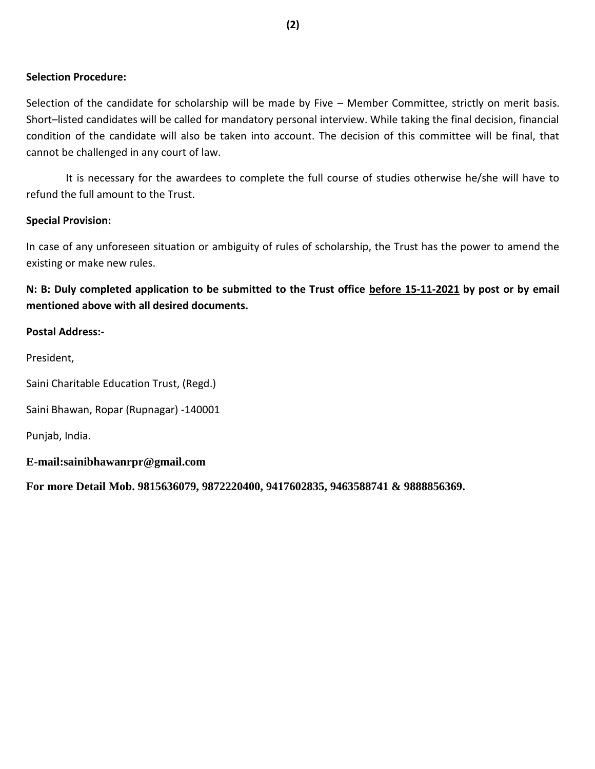**Selection Procedure:**

Selection of the candidate for scholarship will be made by Five – Member Committee, strictly on merit basis. Short–listed candidates will be called for mandatory personal interview. While taking the final decision, financial condition of the candidate will also be taken into account. The decision of this committee will be final, that cannot be challenged in any court of law.

It is necessary for the awardees to complete the full course of studies otherwise he/she will have to refund the full amount to the Trust.

**Special Provision:**

In case of any unforeseen situation or ambiguity of rules of scholarship, the Trust has the power to amend the existing or make new rules.

**N: B: Duly completed application to be submitted to the Trust office <u>before 15-11-2021</u> by post or by email mentioned above with all desired documents.**

**Postal Address:-**

President,

Saini Charitable Education Trust, (Regd.)

Saini Bhawan, Ropar (Rupnagar) -140001

Punjab, India.

**E-mail:sainibhawanrpr@gmail.com**

**For more Detail Mob. 9815636079, 9872220400, 9417602835, 9463588741 & 9888856369.**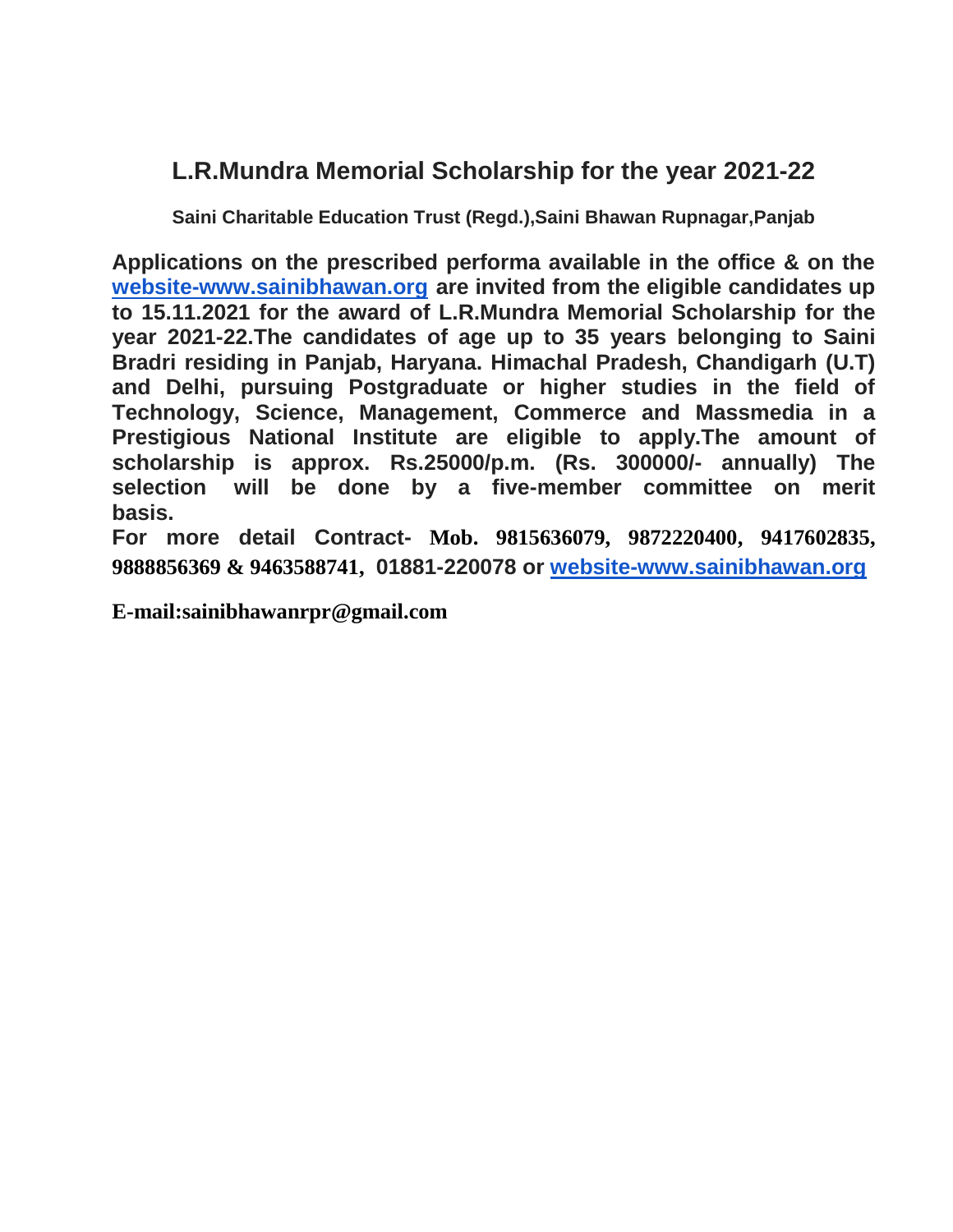# L.R.Mundra Memorial Scholarship for the year 2021-22

**Saini Charitable Education Trust (Regd.),Saini Bhawan Rupnagar,Panjab**

**Applications on the prescribed performa available in the office & on the website-www.sainibhawan.org are invited from the eligible candidates up to 15.11.2021 for the award of L.R.Mundra Memorial Scholarship for the year 2021-22.The candidates of age up to 35 years belonging to Saini Bradri residing in Panjab, Haryana. Himachal Pradesh, Chandigarh (U.T) and Delhi, pursuing Postgraduate or higher studies in the field of Technology, Science, Management, Commerce and Massmedia in a Prestigious National Institute are eligible to apply.The amount of scholarship is approx. Rs.25000/p.m. (Rs. 300000/- annually) The selection will be done by a five-member committee on merit basis.**

**For more detail Contract- Mob. 9815636079, 9872220400, 9417602835, 9888856369 & 9463588741, 01881-220078 or website-www.sainibhawan.org**

**E-mail:sainibhawanrpr@gmail.com**